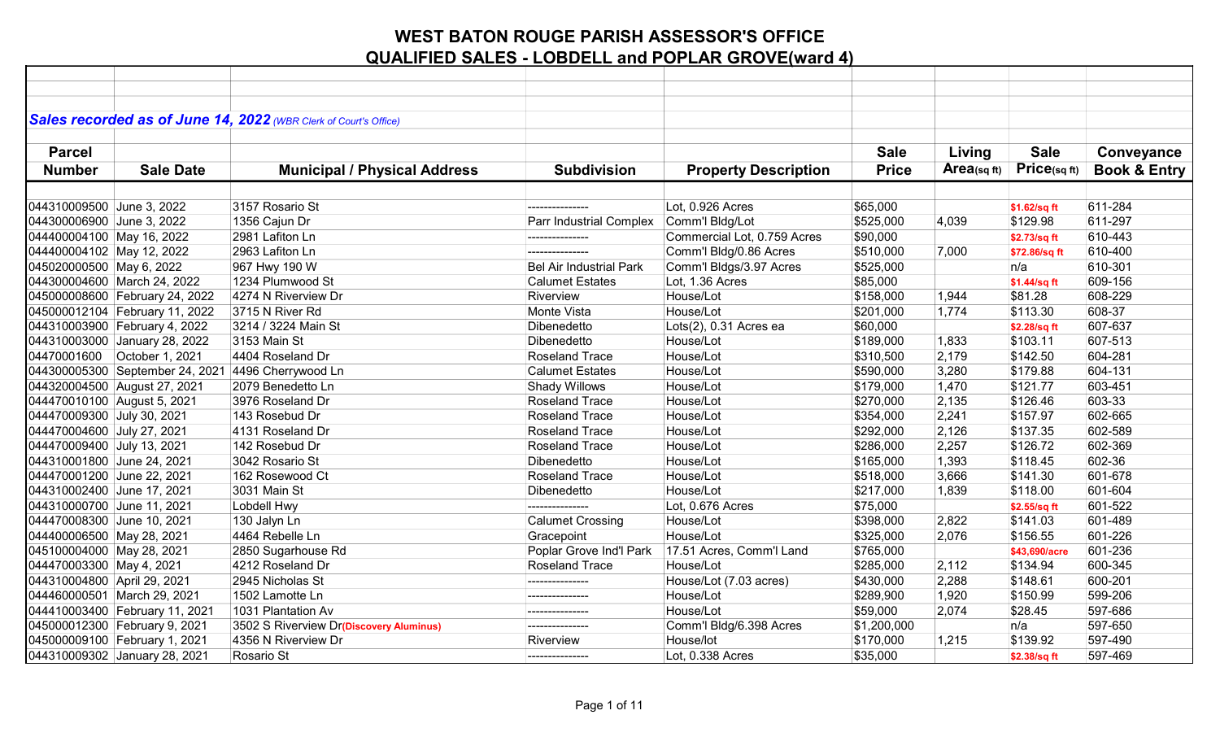# WEST BATON ROUGE PARISH ASSESSOR'S OFFICE

## QUALIFIED SALES - LOBDELL and POPLAR GROVE(ward 4)

***Sales recorded as of June 14, 2022*** *(WBR Clerk of Court's Office)*

| Parcel Number | Sale Date | Municipal / Physical Address | Subdivision | Property Description | Sale Price | Living Area(sq ft) | Sale Price(sq ft) | Conveyance Book & Entry |
|---|---|---|---|---|---|---|---|---|
| 044310009500 | June 3, 2022 | 3157 Rosario St | --------------- | Lot, 0.926 Acres | $65,000 | | $1.62/sq ft | 611-284 |
| 044300006900 | June 3, 2022 | 1356 Cajun Dr | Parr Industrial Complex | Comm'l Bldg/Lot | $525,000 | 4,039 | $129.98 | 611-297 |
| 044400004100 | May 16, 2022 | 2981 Lafiton Ln | --------------- | Commercial Lot, 0.759 Acres | $90,000 | | $2.73/sq ft | 610-443 |
| 044400004102 | May 12, 2022 | 2963 Lafiton Ln | --------------- | Comm'l Bldg/0.86 Acres | $510,000 | 7,000 | $72.86/sq ft | 610-400 |
| 045020000500 | May 6, 2022 | 967 Hwy 190 W | Bel Air Industrial Park | Comm'l Bldgs/3.97 Acres | $525,000 | | n/a | 610-301 |
| 044300004600 | March 24, 2022 | 1234 Plumwood St | Calumet Estates | Lot, 1.36 Acres | $85,000 | | $1.44/sq ft | 609-156 |
| 045000008600 | February 24, 2022 | 4274 N Riverview Dr | Riverview | House/Lot | $158,000 | 1,944 | $81.28 | 608-229 |
| 045000012104 | February 11, 2022 | 3715 N River Rd | Monte Vista | House/Lot | $201,000 | 1,774 | $113.30 | 608-37 |
| 044310003900 | February 4, 2022 | 3214 / 3224 Main St | Dibenedetto | Lots(2), 0.31 Acres ea | $60,000 | | $2.28/sq ft | 607-637 |
| 044310003000 | January 28, 2022 | 3153 Main St | Dibenedetto | House/Lot | $189,000 | 1,833 | $103.11 | 607-513 |
| 04470001600 | October 1, 2021 | 4404 Roseland Dr | Roseland Trace | House/Lot | $310,500 | 2,179 | $142.50 | 604-281 |
| 044300005300 | September 24, 2021 | 4496 Cherrywood Ln | Calumet Estates | House/Lot | $590,000 | 3,280 | $179.88 | 604-131 |
| 044320004500 | August 27, 2021 | 2079 Benedetto Ln | Shady Willows | House/Lot | $179,000 | 1,470 | $121.77 | 603-451 |
| 044470010100 | August 5, 2021 | 3976 Roseland Dr | Roseland Trace | House/Lot | $270,000 | 2,135 | $126.46 | 603-33 |
| 044470009300 | July 30, 2021 | 143 Rosebud Dr | Roseland Trace | House/Lot | $354,000 | 2,241 | $157.97 | 602-665 |
| 044470004600 | July 27, 2021 | 4131 Roseland Dr | Roseland Trace | House/Lot | $292,000 | 2,126 | $137.35 | 602-589 |
| 044470009400 | July 13, 2021 | 142 Rosebud Dr | Roseland Trace | House/Lot | $286,000 | 2,257 | $126.72 | 602-369 |
| 044310001800 | June 24, 2021 | 3042 Rosario St | Dibenedetto | House/Lot | $165,000 | 1,393 | $118.45 | 602-36 |
| 044470001200 | June 22, 2021 | 162 Rosewood Ct | Roseland Trace | House/Lot | $518,000 | 3,666 | $141.30 | 601-678 |
| 044310002400 | June 17, 2021 | 3031 Main St | Dibenedetto | House/Lot | $217,000 | 1,839 | $118.00 | 601-604 |
| 044310000700 | June 11, 2021 | Lobdell Hwy | --------------- | Lot, 0.676 Acres | $75,000 | | $2.55/sq ft | 601-522 |
| 044470008300 | June 10, 2021 | 130 Jalyn Ln | Calumet Crossing | House/Lot | $398,000 | 2,822 | $141.03 | 601-489 |
| 044400006500 | May 28, 2021 | 4464 Rebelle Ln | Gracepoint | House/Lot | $325,000 | 2,076 | $156.55 | 601-226 |
| 045100004000 | May 28, 2021 | 2850 Sugarhouse Rd | Poplar Grove Ind'l Park | 17.51 Acres, Comm'l Land | $765,000 | | $43,690/acre | 601-236 |
| 044470003300 | May 4, 2021 | 4212 Roseland Dr | Roseland Trace | House/Lot | $285,000 | 2,112 | $134.94 | 600-345 |
| 044310004800 | April 29, 2021 | 2945 Nicholas St | --------------- | House/Lot (7.03 acres) | $430,000 | 2,288 | $148.61 | 600-201 |
| 044460000501 | March 29, 2021 | 1502 Lamotte Ln | --------------- | House/Lot | $289,900 | 1,920 | $150.99 | 599-206 |
| 044410003400 | February 11, 2021 | 1031 Plantation Av | --------------- | House/Lot | $59,000 | 2,074 | $28.45 | 597-686 |
| 045000012300 | February 9, 2021 | 3502 S Riverview Dr**(Discovery Aluminus)** | --------------- | Comm'l Bldg/6.398 Acres | $1,200,000 | | n/a | 597-650 |
| 045000009100 | February 1, 2021 | 4356 N Riverview Dr | Riverview | House/lot | $170,000 | 1,215 | $139.92 | 597-490 |
| 044310009302 | January 28, 2021 | Rosario St | --------------- | Lot, 0.338 Acres | $35,000 | | $2.38/sq ft | 597-469 |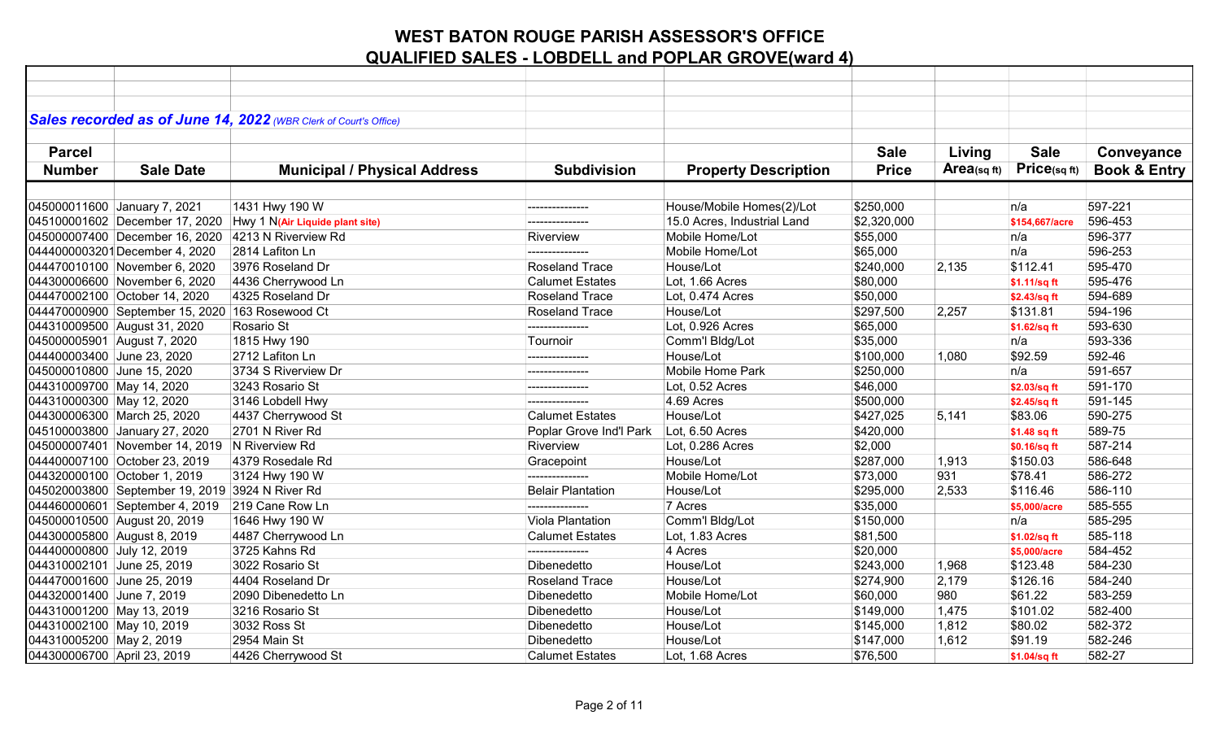# WEST BATON ROUGE PARISH ASSESSOR'S OFFICE
## QUALIFIED SALES - LOBDELL and POPLAR GROVE(ward 4)

***Sales recorded as of June 14, 2022*** *(WBR Clerk of Court's Office)*

| Parcel Number | Sale Date | Municipal / Physical Address | Subdivision | Property Description | Sale Price | Living Area(sq ft) | Sale Price(sq ft) | Conveyance Book & Entry |
|---|---|---|---|---|---|---|---|---|
| 045000011600 | January 7, 2021 | 1431 Hwy 190 W | --------------- | House/Mobile Homes(2)/Lot | $250,000 | | n/a | 597-221 |
| 045100001602 | December 17, 2020 | Hwy 1 N(Air Liquide plant site) | --------------- | 15.0 Acres, Industrial Land | $2,320,000 | | $154,667/acre | 596-453 |
| 045000007400 | December 16, 2020 | 4213 N Riverview Rd | Riverview | Mobile Home/Lot | $55,000 | | n/a | 596-377 |
| 0444000003201 | December 4, 2020 | 2814 Lafiton Ln | --------------- | Mobile Home/Lot | $65,000 | | n/a | 596-253 |
| 044470010100 | November 6, 2020 | 3976 Roseland Dr | Roseland Trace | House/Lot | $240,000 | 2,135 | $112.41 | 595-470 |
| 044300006600 | November 6, 2020 | 4436 Cherrywood Ln | Calumet Estates | Lot, 1.66 Acres | $80,000 | | $1.11/sq ft | 595-476 |
| 044470002100 | October 14, 2020 | 4325 Roseland Dr | Roseland Trace | Lot, 0.474 Acres | $50,000 | | $2.43/sq ft | 594-689 |
| 044470000900 | September 15, 2020 | 163 Rosewood Ct | Roseland Trace | House/Lot | $297,500 | 2,257 | $131.81 | 594-196 |
| 044310009500 | August 31, 2020 | Rosario St | --------------- | Lot, 0.926 Acres | $65,000 | | $1.62/sq ft | 593-630 |
| 045000005901 | August 7, 2020 | 1815 Hwy 190 | Tournoir | Comm'l Bldg/Lot | $35,000 | | n/a | 593-336 |
| 044400003400 | June 23, 2020 | 2712 Lafiton Ln | --------------- | House/Lot | $100,000 | 1,080 | $92.59 | 592-46 |
| 045000010800 | June 15, 2020 | 3734 S Riverview Dr | --------------- | Mobile Home Park | $250,000 | | n/a | 591-657 |
| 044310009700 | May 14, 2020 | 3243 Rosario St | --------------- | Lot, 0.52 Acres | $46,000 | | $2.03/sq ft | 591-170 |
| 044310000300 | May 12, 2020 | 3146 Lobdell Hwy | --------------- | 4.69 Acres | $500,000 | | $2.45/sq ft | 591-145 |
| 044300006300 | March 25, 2020 | 4437 Cherrywood St | Calumet Estates | House/Lot | $427,025 | 5,141 | $83.06 | 590-275 |
| 045100003800 | January 27, 2020 | 2701 N River Rd | Poplar Grove Ind'l Park | Lot, 6.50 Acres | $420,000 | | $1.48 sq ft | 589-75 |
| 045000007401 | November 14, 2019 | N Riverview Rd | Riverview | Lot, 0.286 Acres | $2,000 | | $0.16/sq ft | 587-214 |
| 044400007100 | October 23, 2019 | 4379 Rosedale Rd | Gracepoint | House/Lot | $287,000 | 1,913 | $150.03 | 586-648 |
| 044320000100 | October 1, 2019 | 3124 Hwy 190 W | --------------- | Mobile Home/Lot | $73,000 | 931 | $78.41 | 586-272 |
| 045020003800 | September 19, 2019 | 3924 N River Rd | Belair Plantation | House/Lot | $295,000 | 2,533 | $116.46 | 586-110 |
| 044460000601 | September 4, 2019 | 219 Cane Row Ln | --------------- | 7 Acres | $35,000 | | $5,000/acre | 585-555 |
| 045000010500 | August 20, 2019 | 1646 Hwy 190 W | Viola Plantation | Comm'l Bldg/Lot | $150,000 | | n/a | 585-295 |
| 044300005800 | August 8, 2019 | 4487 Cherrywood Ln | Calumet Estates | Lot, 1.83 Acres | $81,500 | | $1.02/sq ft | 585-118 |
| 044400000800 | July 12, 2019 | 3725 Kahns Rd | --------------- | 4 Acres | $20,000 | | $5,000/acre | 584-452 |
| 044310002101 | June 25, 2019 | 3022 Rosario St | Dibenedetto | House/Lot | $243,000 | 1,968 | $123.48 | 584-230 |
| 044470001600 | June 25, 2019 | 4404 Roseland Dr | Roseland Trace | House/Lot | $274,900 | 2,179 | $126.16 | 584-240 |
| 044320001400 | June 7, 2019 | 2090 Dibenedetto Ln | Dibenedetto | Mobile Home/Lot | $60,000 | 980 | $61.22 | 583-259 |
| 044310001200 | May 13, 2019 | 3216 Rosario St | Dibenedetto | House/Lot | $149,000 | 1,475 | $101.02 | 582-400 |
| 044310002100 | May 10, 2019 | 3032 Ross St | Dibenedetto | House/Lot | $145,000 | 1,812 | $80.02 | 582-372 |
| 044310005200 | May 2, 2019 | 2954 Main St | Dibenedetto | House/Lot | $147,000 | 1,612 | $91.19 | 582-246 |
| 044300006700 | April 23, 2019 | 4426 Cherrywood St | Calumet Estates | Lot, 1.68 Acres | $76,500 | | $1.04/sq ft | 582-27 |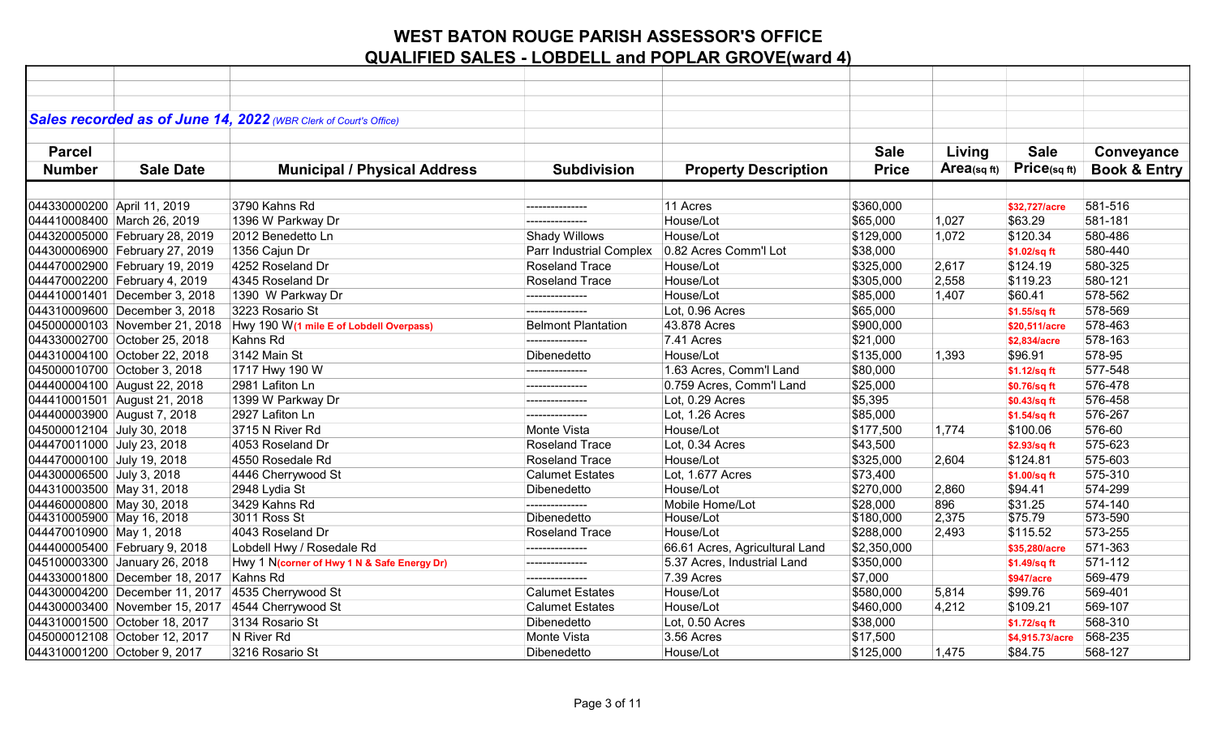# WEST BATON ROUGE PARISH ASSESSOR'S OFFICE
## QUALIFIED SALES - LOBDELL and POPLAR GROVE(ward 4)

***Sales recorded as of June 14, 2022*** *(WBR Clerk of Court's Office)*

| Parcel Number | Sale Date | Municipal / Physical Address | Subdivision | Property Description | Sale Price | Living Area(sq ft) | Sale Price(sq ft) | Conveyance Book & Entry |
|---|---|---|---|---|---|---|---|---|
| 044330000200 | April 11, 2019 | 3790 Kahns Rd | --------------- | 11 Acres | $360,000 | | $32,727/acre | 581-516 |
| 044410008400 | March 26, 2019 | 1396 W Parkway Dr | --------------- | House/Lot | $65,000 | 1,027 | $63.29 | 581-181 |
| 044320005000 | February 28, 2019 | 2012 Benedetto Ln | Shady Willows | House/Lot | $129,000 | 1,072 | $120.34 | 580-486 |
| 044300006900 | February 27, 2019 | 1356 Cajun Dr | Parr Industrial Complex | 0.82 Acres Comm'l Lot | $38,000 | | $1.02/sq ft | 580-440 |
| 044470002900 | February 19, 2019 | 4252 Roseland Dr | Roseland Trace | House/Lot | $325,000 | 2,617 | $124.19 | 580-325 |
| 044470002200 | February 4, 2019 | 4345 Roseland Dr | Roseland Trace | House/Lot | $305,000 | 2,558 | $119.23 | 580-121 |
| 044410001401 | December 3, 2018 | 1390 W Parkway Dr | --------------- | House/Lot | $85,000 | 1,407 | $60.41 | 578-562 |
| 044310009600 | December 3, 2018 | 3223 Rosario St | --------------- | Lot, 0.96 Acres | $65,000 | | $1.55/sq ft | 578-569 |
| 045000000103 | November 21, 2018 | Hwy 190 W(1 mile E of Lobdell Overpass) | Belmont Plantation | 43.878 Acres | $900,000 | | $20,511/acre | 578-463 |
| 044330002700 | October 25, 2018 | Kahns Rd | --------------- | 7.41 Acres | $21,000 | | $2,834/acre | 578-163 |
| 044310004100 | October 22, 2018 | 3142 Main St | Dibenedetto | House/Lot | $135,000 | 1,393 | $96.91 | 578-95 |
| 045000010700 | October 3, 2018 | 1717 Hwy 190 W | --------------- | 1.63 Acres, Comm'l Land | $80,000 | | $1.12/sq ft | 577-548 |
| 044400004100 | August 22, 2018 | 2981 Lafiton Ln | --------------- | 0.759 Acres, Comm'l Land | $25,000 | | $0.76/sq ft | 576-478 |
| 044410001501 | August 21, 2018 | 1399 W Parkway Dr | --------------- | Lot, 0.29 Acres | $5,395 | | $0.43/sq ft | 576-458 |
| 044400003900 | August 7, 2018 | 2927 Lafiton Ln | --------------- | Lot, 1.26 Acres | $85,000 | | $1.54/sq ft | 576-267 |
| 045000012104 | July 30, 2018 | 3715 N River Rd | Monte Vista | House/Lot | $177,500 | 1,774 | $100.06 | 576-60 |
| 044470011000 | July 23, 2018 | 4053 Roseland Dr | Roseland Trace | Lot, 0.34 Acres | $43,500 | | $2.93/sq ft | 575-623 |
| 044470000100 | July 19, 2018 | 4550 Rosedale Rd | Roseland Trace | House/Lot | $325,000 | 2,604 | $124.81 | 575-603 |
| 044300006500 | July 3, 2018 | 4446 Cherrywood St | Calumet Estates | Lot, 1.677 Acres | $73,400 | | $1.00/sq ft | 575-310 |
| 044310003500 | May 31, 2018 | 2948 Lydia St | Dibenedetto | House/Lot | $270,000 | 2,860 | $94.41 | 574-299 |
| 044460000800 | May 30, 2018 | 3429 Kahns Rd | --------------- | Mobile Home/Lot | $28,000 | 896 | $31.25 | 574-140 |
| 044310005900 | May 16, 2018 | 3011 Ross St | Dibenedetto | House/Lot | $180,000 | 2,375 | $75.79 | 573-590 |
| 044470010900 | May 1, 2018 | 4043 Roseland Dr | Roseland Trace | House/Lot | $288,000 | 2,493 | $115.52 | 573-255 |
| 044400005400 | February 9, 2018 | Lobdell Hwy / Rosedale Rd | --------------- | 66.61 Acres, Agricultural Land | $2,350,000 | | $35,280/acre | 571-363 |
| 045100003300 | January 26, 2018 | Hwy 1 N(corner of Hwy 1 N & Safe Energy Dr) | --------------- | 5.37 Acres, Industrial Land | $350,000 | | $1.49/sq ft | 571-112 |
| 044330001800 | December 18, 2017 | Kahns Rd | --------------- | 7.39 Acres | $7,000 | | $947/acre | 569-479 |
| 044300004200 | December 11, 2017 | 4535 Cherrywood St | Calumet Estates | House/Lot | $580,000 | 5,814 | $99.76 | 569-401 |
| 044300003400 | November 15, 2017 | 4544 Cherrywood St | Calumet Estates | House/Lot | $460,000 | 4,212 | $109.21 | 569-107 |
| 044310001500 | October 18, 2017 | 3134 Rosario St | Dibenedetto | Lot, 0.50 Acres | $38,000 | | $1.72/sq ft | 568-310 |
| 045000012108 | October 12, 2017 | N River Rd | Monte Vista | 3.56 Acres | $17,500 | | $4,915.73/acre | 568-235 |
| 044310001200 | October 9, 2017 | 3216 Rosario St | Dibenedetto | House/Lot | $125,000 | 1,475 | $84.75 | 568-127 |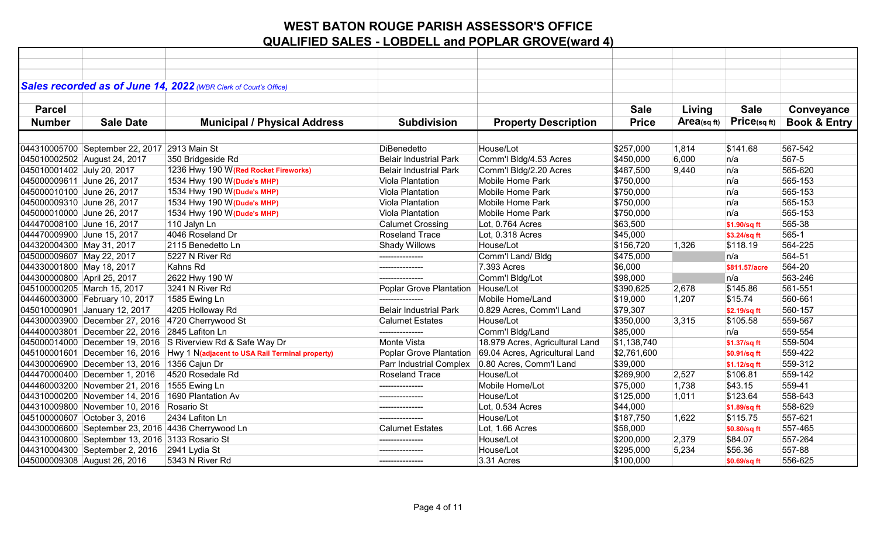# WEST BATON ROUGE PARISH ASSESSOR'S OFFICE
## QUALIFIED SALES - LOBDELL and POPLAR GROVE(ward 4)

***Sales recorded as of June 14, 2022*** *(WBR Clerk of Court's Office)*

| Parcel Number | Sale Date | Municipal / Physical Address | Subdivision | Property Description | Sale Price | Living Area(sq ft) | Sale Price(sq ft) | Conveyance Book & Entry |
|---|---|---|---|---|---|---|---|---|
| 044310005700 | September 22, 2017 | 2913 Main St | DiBenedetto | House/Lot | $257,000 | 1,814 | $141.68 | 567-542 |
| 045010002502 | August 24, 2017 | 350 Bridgeside Rd | Belair Industrial Park | Comm'l Bldg/4.53 Acres | $450,000 | 6,000 | n/a | 567-5 |
| 045010001402 | July 20, 2017 | 1236 Hwy 190 W **(Red Rocket Fireworks)** | Belair Industrial Park | Comm'l Bldg/2.20 Acres | $487,500 | 9,440 | n/a | 565-620 |
| 045000009611 | June 26, 2017 | 1534 Hwy 190 W **(Dude's MHP)** | Viola Plantation | Mobile Home Park | $750,000 | | n/a | 565-153 |
| 045000010100 | June 26, 2017 | 1534 Hwy 190 W **(Dude's MHP)** | Viola Plantation | Mobile Home Park | $750,000 | | n/a | 565-153 |
| 045000009310 | June 26, 2017 | 1534 Hwy 190 W **(Dude's MHP)** | Viola Plantation | Mobile Home Park | $750,000 | | n/a | 565-153 |
| 045000010000 | June 26, 2017 | 1534 Hwy 190 W **(Dude's MHP)** | Viola Plantation | Mobile Home Park | $750,000 | | n/a | 565-153 |
| 044470008100 | June 16, 2017 | 110 Jalyn Ln | Calumet Crossing | Lot, 0.764 Acres | $63,500 | | **$1.90/sq ft** | 565-38 |
| 044470009900 | June 15, 2017 | 4046 Roseland Dr | Roseland Trace | Lot, 0.318 Acres | $45,000 | | **$3.24/sq ft** | 565-1 |
| 044320004300 | May 31, 2017 | 2115 Benedetto Ln | Shady Willows | House/Lot | $156,720 | 1,326 | $118.19 | 564-225 |
| 045000009607 | May 22, 2017 | 5227 N River Rd | --------------- | Comm'l Land/ Bldg | $475,000 | | n/a | 564-51 |
| 044330001800 | May 18, 2017 | Kahns Rd | --------------- | 7.393 Acres | $6,000 | | **$811.57/acre** | 564-20 |
| 044300000800 | April 25, 2017 | 2622 Hwy 190 W | --------------- | Comm'l Bldg/Lot | $98,000 | | n/a | 563-246 |
| 045100000205 | March 15, 2017 | 3241 N River Rd | Poplar Grove Plantation | House/Lot | $390,625 | 2,678 | $145.86 | 561-551 |
| 044460003000 | February 10, 2017 | 1585 Ewing Ln | --------------- | Mobile Home/Land | $19,000 | 1,207 | $15.74 | 560-661 |
| 045010000901 | January 12, 2017 | 4205 Holloway Rd | Belair Industrial Park | 0.829 Acres, Comm'l Land | $79,307 | | **$2.19/sq ft** | 560-157 |
| 044300003900 | December 27, 2016 | 4720 Cherrywood St | Calumet Estates | House/Lot | $350,000 | 3,315 | $105.58 | 559-567 |
| 044400003801 | December 22, 2016 | 2845 Lafiton Ln | --------------- | Comm'l Bldg/Land | $85,000 | | n/a | 559-554 |
| 045000014000 | December 19, 2016 | S Riverview Rd & Safe Way Dr | Monte Vista | 18.979 Acres, Agricultural Land | $1,138,740 | | **$1.37/sq ft** | 559-504 |
| 045100001601 | December 16, 2016 | Hwy 1 N **(adjacent to USA Rail Terminal property)** | Poplar Grove Plantation | 69.04 Acres, Agricultural Land | $2,761,600 | | **$0.91/sq ft** | 559-422 |
| 044300006900 | December 13, 2016 | 1356 Cajun Dr | Parr Industrial Complex | 0.80 Acres, Comm'l Land | $39,000 | | **$1.12/sq ft** | 559-312 |
| 044470000400 | December 1, 2016 | 4520 Rosedale Rd | Roseland Trace | House/Lot | $269,900 | 2,527 | $106.81 | 559-142 |
| 044460003200 | November 21, 2016 | 1555 Ewing Ln | --------------- | Mobile Home/Lot | $75,000 | 1,738 | $43.15 | 559-41 |
| 044310000200 | November 14, 2016 | 1690 Plantation Av | --------------- | House/Lot | $125,000 | 1,011 | $123.64 | 558-643 |
| 044310009800 | November 10, 2016 | Rosario St | --------------- | Lot, 0.534 Acres | $44,000 | | **$1.89/sq ft** | 558-629 |
| 045100000607 | October 3, 2016 | 2434 Lafiton Ln | --------------- | House/Lot | $187,750 | 1,622 | $115.75 | 557-621 |
| 044300006600 | September 23, 2016 | 4436 Cherrywood Ln | Calumet Estates | Lot, 1.66 Acres | $58,000 | | **$0.80/sq ft** | 557-465 |
| 044310000600 | September 13, 2016 | 3133 Rosario St | --------------- | House/Lot | $200,000 | 2,379 | $84.07 | 557-264 |
| 044310004300 | September 2, 2016 | 2941 Lydia St | --------------- | House/Lot | $295,000 | 5,234 | $56.36 | 557-88 |
| 045000009308 | August 26, 2016 | 5343 N River Rd | --------------- | 3.31 Acres | $100,000 | | **$0.69/sq ft** | 556-625 |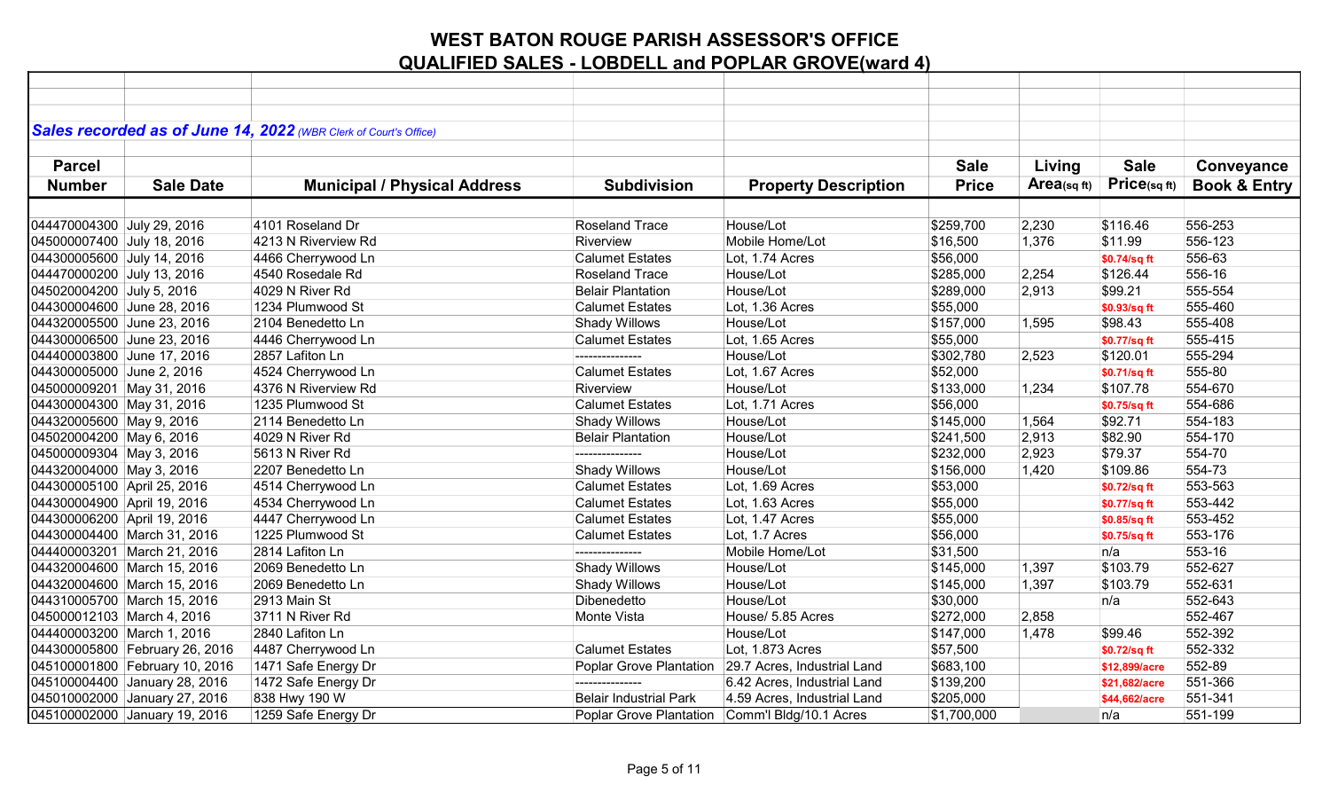# WEST BATON ROUGE PARISH ASSESSOR'S OFFICE
## QUALIFIED SALES - LOBDELL and POPLAR GROVE(ward 4)

***Sales recorded as of June 14, 2022*** *(WBR Clerk of Court's Office)*

| Parcel Number | Sale Date | Municipal / Physical Address | Subdivision | Property Description | Sale Price | Living Area(sq ft) | Sale Price(sq ft) | Conveyance Book & Entry |
|---|---|---|---|---|---|---|---|---|
| 044470004300 | July 29, 2016 | 4101 Roseland Dr | Roseland Trace | House/Lot | $259,700 | 2,230 | $116.46 | 556-253 |
| 045000007400 | July 18, 2016 | 4213 N Riverview Rd | Riverview | Mobile Home/Lot | $16,500 | 1,376 | $11.99 | 556-123 |
| 044300005600 | July 14, 2016 | 4466 Cherrywood Ln | Calumet Estates | Lot, 1.74 Acres | $56,000 | | $0.74/sq ft | 556-63 |
| 044470000200 | July 13, 2016 | 4540 Rosedale Rd | Roseland Trace | House/Lot | $285,000 | 2,254 | $126.44 | 556-16 |
| 045020004200 | July 5, 2016 | 4029 N River Rd | Belair Plantation | House/Lot | $289,000 | 2,913 | $99.21 | 555-554 |
| 044300004600 | June 28, 2016 | 1234 Plumwood St | Calumet Estates | Lot, 1.36 Acres | $55,000 | | $0.93/sq ft | 555-460 |
| 044320005500 | June 23, 2016 | 2104 Benedetto Ln | Shady Willows | House/Lot | $157,000 | 1,595 | $98.43 | 555-408 |
| 044300006500 | June 23, 2016 | 4446 Cherrywood Ln | Calumet Estates | Lot, 1.65 Acres | $55,000 | | $0.77/sq ft | 555-415 |
| 044400003800 | June 17, 2016 | 2857 Lafiton Ln | --------------- | House/Lot | $302,780 | 2,523 | $120.01 | 555-294 |
| 044300005000 | June 2, 2016 | 4524 Cherrywood Ln | Calumet Estates | Lot, 1.67 Acres | $52,000 | | $0.71/sq ft | 555-80 |
| 045000009201 | May 31, 2016 | 4376 N Riverview Rd | Riverview | House/Lot | $133,000 | 1,234 | $107.78 | 554-670 |
| 044300004300 | May 31, 2016 | 1235 Plumwood St | Calumet Estates | Lot, 1.71 Acres | $56,000 | | $0.75/sq ft | 554-686 |
| 044320005600 | May 9, 2016 | 2114 Benedetto Ln | Shady Willows | House/Lot | $145,000 | 1,564 | $92.71 | 554-183 |
| 045020004200 | May 6, 2016 | 4029 N River Rd | Belair Plantation | House/Lot | $241,500 | 2,913 | $82.90 | 554-170 |
| 045000009304 | May 3, 2016 | 5613 N River Rd | --------------- | House/Lot | $232,000 | 2,923 | $79.37 | 554-70 |
| 044320004000 | May 3, 2016 | 2207 Benedetto Ln | Shady Willows | House/Lot | $156,000 | 1,420 | $109.86 | 554-73 |
| 044300005100 | April 25, 2016 | 4514 Cherrywood Ln | Calumet Estates | Lot, 1.69 Acres | $53,000 | | $0.72/sq ft | 553-563 |
| 044300004900 | April 19, 2016 | 4534 Cherrywood Ln | Calumet Estates | Lot, 1.63 Acres | $55,000 | | $0.77/sq ft | 553-442 |
| 044300006200 | April 19, 2016 | 4447 Cherrywood Ln | Calumet Estates | Lot, 1.47 Acres | $55,000 | | $0.85/sq ft | 553-452 |
| 044300004400 | March 31, 2016 | 1225 Plumwood St | Calumet Estates | Lot, 1.7 Acres | $56,000 | | $0.75/sq ft | 553-176 |
| 044400003201 | March 21, 2016 | 2814 Lafiton Ln | --------------- | Mobile Home/Lot | $31,500 | | n/a | 553-16 |
| 044320004600 | March 15, 2016 | 2069 Benedetto Ln | Shady Willows | House/Lot | $145,000 | 1,397 | $103.79 | 552-627 |
| 044320004600 | March 15, 2016 | 2069 Benedetto Ln | Shady Willows | House/Lot | $145,000 | 1,397 | $103.79 | 552-631 |
| 044310005700 | March 15, 2016 | 2913 Main St | Dibenedetto | House/Lot | $30,000 | | n/a | 552-643 |
| 045000012103 | March 4, 2016 | 3711 N River Rd | Monte Vista | House/ 5.85 Acres | $272,000 | 2,858 | | 552-467 |
| 044400003200 | March 1, 2016 | 2840 Lafiton Ln | | House/Lot | $147,000 | 1,478 | $99.46 | 552-392 |
| 044300005800 | February 26, 2016 | 4487 Cherrywood Ln | Calumet Estates | Lot, 1.873 Acres | $57,500 | | $0.72/sq ft | 552-332 |
| 045100001800 | February 10, 2016 | 1471 Safe Energy Dr | Poplar Grove Plantation | 29.7 Acres, Industrial Land | $683,100 | | $12,899/acre | 552-89 |
| 045100004400 | January 28, 2016 | 1472 Safe Energy Dr | --------------- | 6.42 Acres, Industrial Land | $139,200 | | $21,682/acre | 551-366 |
| 045010002000 | January 27, 2016 | 838 Hwy 190 W | Belair Industrial Park | 4.59 Acres, Industrial Land | $205,000 | | $44,662/acre | 551-341 |
| 045100002000 | January 19, 2016 | 1259 Safe Energy Dr | Poplar Grove Plantation | Comm'l Bldg/10.1 Acres | $1,700,000 | | n/a | 551-199 |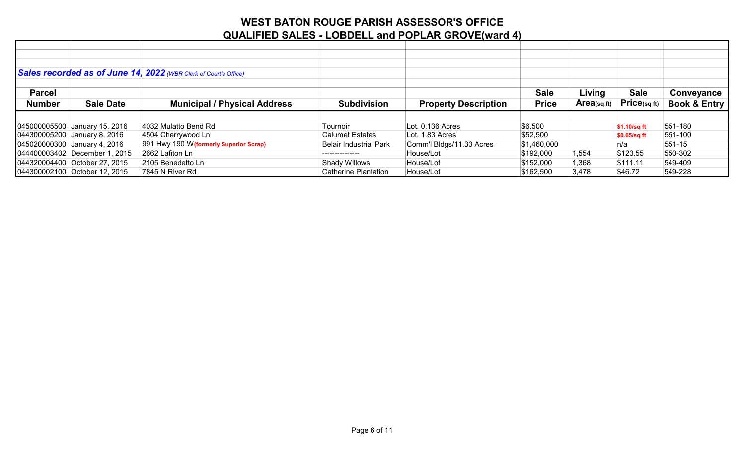# WEST BATON ROUGE PARISH ASSESSOR'S OFFICE

## QUALIFIED SALES - LOBDELL and POPLAR GROVE(ward 4)

***Sales recorded as of June 14, 2022*** *(WBR Clerk of Court's Office)*

| Parcel Number | Sale Date | Municipal / Physical Address | Subdivision | Property Description | Sale Price | Living Area(sq ft) | Sale Price(sq ft) | Conveyance Book & Entry |
|---|---|---|---|---|---|---|---|---|
| 045000005500 | January 15, 2016 | 4032 Mulatto Bend Rd | Tournoir | Lot, 0.136 Acres | $6,500 | | $1.10/sq ft | 551-180 |
| 044300005200 | January 8, 2016 | 4504 Cherrywood Ln | Calumet Estates | Lot, 1.83 Acres | $52,500 | | $0.65/sq ft | 551-100 |
| 045020000300 | January 4, 2016 | 991 Hwy 190 W**(formerly Superior Scrap)** | Belair Industrial Park | Comm'l Bldgs/11.33 Acres | $1,460,000 | | n/a | 551-15 |
| 044400003402 | December 1, 2015 | 2662 Lafiton Ln | --------------- | House/Lot | $192,000 | 1,554 | $123.55 | 550-302 |
| 044320004400 | October 27, 2015 | 2105 Benedetto Ln | Shady Willows | House/Lot | $152,000 | 1,368 | $111.11 | 549-409 |
| 044300002100 | October 12, 2015 | 7845 N River Rd | Catherine Plantation | House/Lot | $162,500 | 3,478 | $46.72 | 549-228 |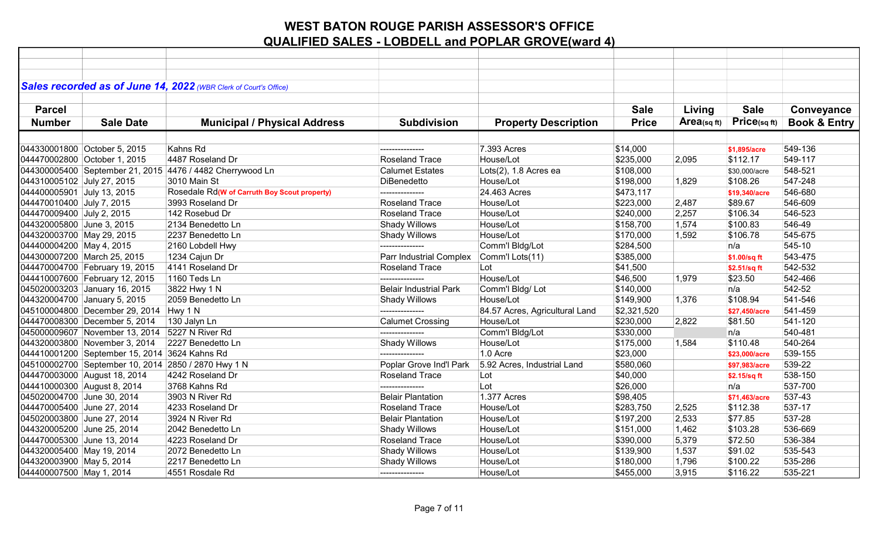# WEST BATON ROUGE PARISH ASSESSOR'S OFFICE
## QUALIFIED SALES - LOBDELL and POPLAR GROVE(ward 4)

***Sales recorded as of June 14, 2022*** *(WBR Clerk of Court's Office)*

| Parcel Number | Sale Date | Municipal / Physical Address | Subdivision | Property Description | Sale Price | Living Area(sq ft) | Sale Price(sq ft) | Conveyance Book & Entry |
|---|---|---|---|---|---|---|---|---|
| 044330001800 | October 5, 2015 | Kahns Rd | --------------- | 7.393 Acres | $14,000 | | $1,895/acre | 549-136 |
| 044470002800 | October 1, 2015 | 4487 Roseland Dr | Roseland Trace | House/Lot | $235,000 | 2,095 | $112.17 | 549-117 |
| 044300005400 | September 21, 2015 | 4476 / 4482 Cherrywood Ln | Calumet Estates | Lots(2), 1.8 Acres ea | $108,000 | | $30,000/acre | 548-521 |
| 044310005102 | July 27, 2015 | 3010 Main St | DiBenedetto | House/Lot | $198,000 | 1,829 | $108.26 | 547-248 |
| 044400005901 | July 13, 2015 | Rosedale Rd(W of Carruth Boy Scout property) | --------------- | 24.463 Acres | $473,117 | | $19,340/acre | 546-680 |
| 044470010400 | July 7, 2015 | 3993 Roseland Dr | Roseland Trace | House/Lot | $223,000 | 2,487 | $89.67 | 546-609 |
| 044470009400 | July 2, 2015 | 142 Rosebud Dr | Roseland Trace | House/Lot | $240,000 | 2,257 | $106.34 | 546-523 |
| 044320005800 | June 3, 2015 | 2134 Benedetto Ln | Shady Willows | House/Lot | $158,700 | 1,574 | $100.83 | 546-49 |
| 044320003700 | May 29, 2015 | 2237 Benedetto Ln | Shady Willows | House/Lot | $170,000 | 1,592 | $106.78 | 545-675 |
| 044400004200 | May 4, 2015 | 2160 Lobdell Hwy | --------------- | Comm'l Bldg/Lot | $284,500 | | n/a | 545-10 |
| 044300007200 | March 25, 2015 | 1234 Cajun Dr | Parr Industrial Complex | Comm'l Lots(11) | $385,000 | | $1.00/sq ft | 543-475 |
| 044470004700 | February 19, 2015 | 4141 Roseland Dr | Roseland Trace | Lot | $41,500 | | $2.51/sq ft | 542-532 |
| 044410007600 | February 12, 2015 | 1160 Teds Ln | --------------- | House/Lot | $46,500 | 1,979 | $23.50 | 542-466 |
| 045020003203 | January 16, 2015 | 3822 Hwy 1 N | Belair Industrial Park | Comm'l Bldg/ Lot | $140,000 | | n/a | 542-52 |
| 044320004700 | January 5, 2015 | 2059 Benedetto Ln | Shady Willows | House/Lot | $149,900 | 1,376 | $108.94 | 541-546 |
| 045100004800 | December 29, 2014 | Hwy 1 N | --------------- | 84.57 Acres, Agricultural Land | $2,321,520 | | $27,450/acre | 541-459 |
| 044470008300 | December 5, 2014 | 130 Jalyn Ln | Calumet Crossing | House/Lot | $230,000 | 2,822 | $81.50 | 541-120 |
| 045000009607 | November 13, 2014 | 5227 N River Rd | --------------- | Comm'l Bldg/Lot | $330,000 | | n/a | 540-481 |
| 044320003800 | November 3, 2014 | 2227 Benedetto Ln | Shady Willows | House/Lot | $175,000 | 1,584 | $110.48 | 540-264 |
| 044410001200 | September 15, 2014 | 3624 Kahns Rd | --------------- | 1.0 Acre | $23,000 | | $23,000/acre | 539-155 |
| 045100002700 | September 10, 2014 | 2850 / 2870 Hwy 1 N | Poplar Grove Ind'l Park | 5.92 Acres, Industrial Land | $580,060 | | $97,983/acre | 539-22 |
| 044470003000 | August 18, 2014 | 4242 Roseland Dr | Roseland Trace | Lot | $40,000 | | $2.15/sq ft | 538-150 |
| 044410000300 | August 8, 2014 | 3768 Kahns Rd | --------------- | Lot | $26,000 | | n/a | 537-700 |
| 045020004700 | June 30, 2014 | 3903 N River Rd | Belair Plantation | 1.377 Acres | $98,405 | | $71,463/acre | 537-43 |
| 044470005400 | June 27, 2014 | 4233 Roseland Dr | Roseland Trace | House/Lot | $283,750 | 2,525 | $112.38 | 537-17 |
| 045020003800 | June 27, 2014 | 3924 N River Rd | Belair Plantation | House/Lot | $197,200 | 2,533 | $77.85 | 537-28 |
| 044320005200 | June 25, 2014 | 2042 Benedetto Ln | Shady Willows | House/Lot | $151,000 | 1,462 | $103.28 | 536-669 |
| 044470005300 | June 13, 2014 | 4223 Roseland Dr | Roseland Trace | House/Lot | $390,000 | 5,379 | $72.50 | 536-384 |
| 044320005400 | May 19, 2014 | 2072 Benedetto Ln | Shady Willows | House/Lot | $139,900 | 1,537 | $91.02 | 535-543 |
| 044320003900 | May 5, 2014 | 2217 Benedetto Ln | Shady Willows | House/Lot | $180,000 | 1,796 | $100.22 | 535-286 |
| 044400007500 | May 1, 2014 | 4551 Rosdale Rd | --------------- | House/Lot | $455,000 | 3,915 | $116.22 | 535-221 |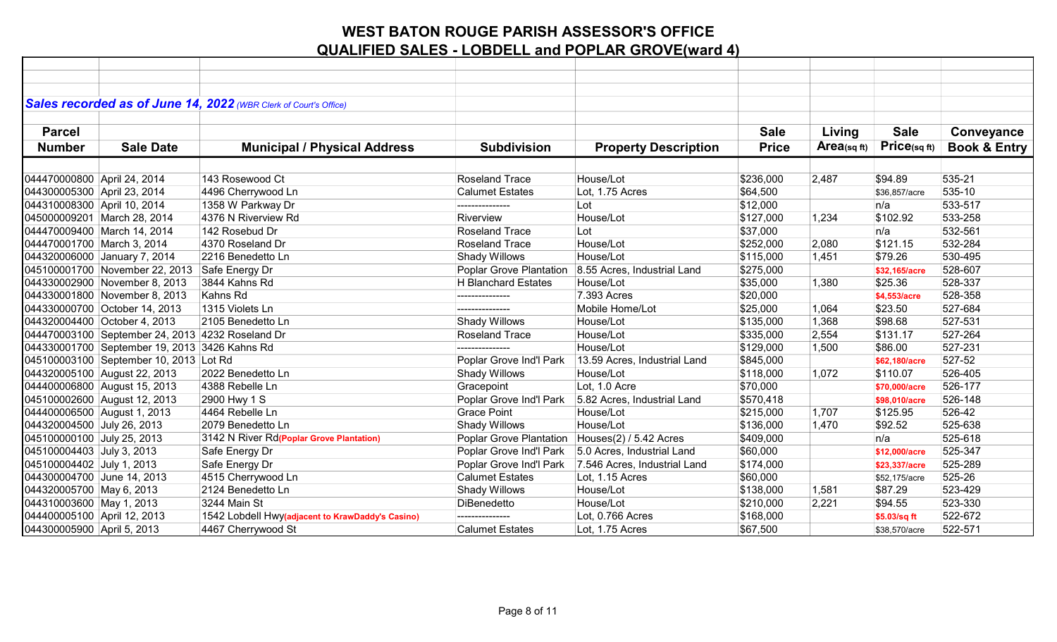# WEST BATON ROUGE PARISH ASSESSOR'S OFFICE
## QUALIFIED SALES - LOBDELL and POPLAR GROVE(ward 4)

***Sales recorded as of June 14, 2022*** *(WBR Clerk of Court's Office)*

| Parcel Number | Sale Date | Municipal / Physical Address | Subdivision | Property Description | Sale Price | Living Area(sq ft) | Sale Price(sq ft) | Conveyance Book & Entry |
|---|---|---|---|---|---|---|---|---|
| 044470000800 | April 24, 2014 | 143 Rosewood Ct | Roseland Trace | House/Lot | $236,000 | 2,487 | $94.89 | 535-21 |
| 044300005300 | April 23, 2014 | 4496 Cherrywood Ln | Calumet Estates | Lot, 1.75 Acres | $64,500 | | $36,857/acre | 535-10 |
| 044310008300 | April 10, 2014 | 1358 W Parkway Dr | --------------- | Lot | $12,000 | | n/a | 533-517 |
| 045000009201 | March 28, 2014 | 4376 N Riverview Rd | Riverview | House/Lot | $127,000 | 1,234 | $102.92 | 533-258 |
| 044470009400 | March 14, 2014 | 142 Rosebud Dr | Roseland Trace | Lot | $37,000 | | n/a | 532-561 |
| 044470001700 | March 3, 2014 | 4370 Roseland Dr | Roseland Trace | House/Lot | $252,000 | 2,080 | $121.15 | 532-284 |
| 044320006000 | January 7, 2014 | 2216 Benedetto Ln | Shady Willows | House/Lot | $115,000 | 1,451 | $79.26 | 530-495 |
| 045100001700 | November 22, 2013 | Safe Energy Dr | Poplar Grove Plantation | 8.55 Acres, Industrial Land | $275,000 | | **$32,165/acre** | 528-607 |
| 044330002900 | November 8, 2013 | 3844 Kahns Rd | H Blanchard Estates | House/Lot | $35,000 | 1,380 | $25.36 | 528-337 |
| 044330001800 | November 8, 2013 | Kahns Rd | --------------- | 7.393 Acres | $20,000 | | **$4,553/acre** | 528-358 |
| 044330000700 | October 14, 2013 | 1315 Violets Ln | --------------- | Mobile Home/Lot | $25,000 | 1,064 | $23.50 | 527-684 |
| 044320004400 | October 4, 2013 | 2105 Benedetto Ln | Shady Willows | House/Lot | $135,000 | 1,368 | $98.68 | 527-531 |
| 044470003100 | September 24, 2013 | 4232 Roseland Dr | Roseland Trace | House/Lot | $335,000 | 2,554 | $131.17 | 527-264 |
| 044330001700 | September 19, 2013 | 3426 Kahns Rd | --------------- | House/Lot | $129,000 | 1,500 | $86.00 | 527-231 |
| 045100003100 | September 10, 2013 | Lot Rd | Poplar Grove Ind'l Park | 13.59 Acres, Industrial Land | $845,000 | | **$62,180/acre** | 527-52 |
| 044320005100 | August 22, 2013 | 2022 Benedetto Ln | Shady Willows | House/Lot | $118,000 | 1,072 | $110.07 | 526-405 |
| 044400006800 | August 15, 2013 | 4388 Rebelle Ln | Gracepoint | Lot, 1.0 Acre | $70,000 | | **$70,000/acre** | 526-177 |
| 045100002600 | August 12, 2013 | 2900 Hwy 1 S | Poplar Grove Ind'l Park | 5.82 Acres, Industrial Land | $570,418 | | **$98,010/acre** | 526-148 |
| 044400006500 | August 1, 2013 | 4464 Rebelle Ln | Grace Point | House/Lot | $215,000 | 1,707 | $125.95 | 526-42 |
| 044320004500 | July 26, 2013 | 2079 Benedetto Ln | Shady Willows | House/Lot | $136,000 | 1,470 | $92.52 | 525-638 |
| 045100000100 | July 25, 2013 | 3142 N River Rd**(Poplar Grove Plantation)** | Poplar Grove Plantation | Houses(2) / 5.42 Acres | $409,000 | | n/a | 525-618 |
| 045100004403 | July 3, 2013 | Safe Energy Dr | Poplar Grove Ind'l Park | 5.0 Acres, Industrial Land | $60,000 | | **$12,000/acre** | 525-347 |
| 045100004402 | July 1, 2013 | Safe Energy Dr | Poplar Grove Ind'l Park | 7.546 Acres, Industrial Land | $174,000 | | **$23,337/acre** | 525-289 |
| 044300004700 | June 14, 2013 | 4515 Cherrywood Ln | Calumet Estates | Lot, 1.15 Acres | $60,000 | | $52,175/acre | 525-26 |
| 044320005700 | May 6, 2013 | 2124 Benedetto Ln | Shady Willows | House/Lot | $138,000 | 1,581 | $87.29 | 523-429 |
| 044310003600 | May 1, 2013 | 3244 Main St | DiBenedetto | House/Lot | $210,000 | 2,221 | $94.55 | 523-330 |
| 044400005100 | April 12, 2013 | 1542 Lobdell Hwy**(adjacent to KrawDaddy's Casino)** | --------------- | Lot, 0.766 Acres | $168,000 | | **$5.03/sq ft** | 522-672 |
| 044300005900 | April 5, 2013 | 4467 Cherrywood St | Calumet Estates | Lot, 1.75 Acres | $67,500 | | $38,570/acre | 522-571 |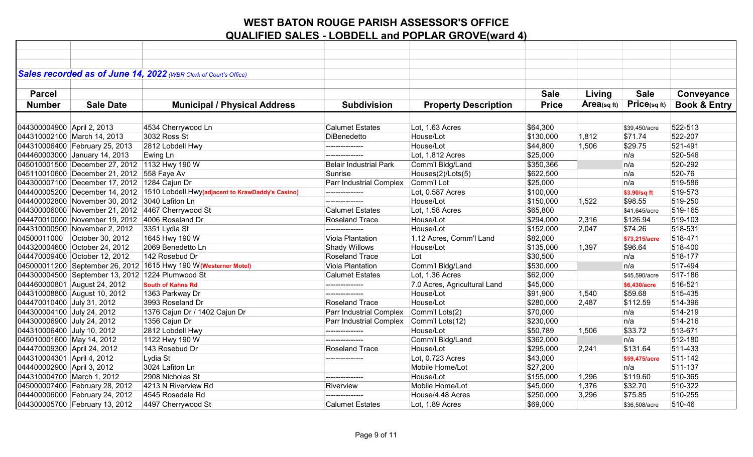# WEST BATON ROUGE PARISH ASSESSOR'S OFFICE

## QUALIFIED SALES - LOBDELL and POPLAR GROVE(ward 4)

***Sales recorded as of June 14, 2022** (WBR Clerk of Court's Office)*

| Parcel Number | Sale Date | Municipal / Physical Address | Subdivision | Property Description | Sale Price | Living Area(sq ft) | Sale Price(sq ft) | Conveyance Book & Entry |
|---|---|---|---|---|---|---|---|---|
| 044300004900 | April 2, 2013 | 4534 Cherrywood Ln | Calumet Estates | Lot, 1.63 Acres | $64,300 | | $39,450/acre | 522-513 |
| 044310002100 | March 14, 2013 | 3032 Ross St | DiBenedetto | House/Lot | $130,000 | 1,812 | $71.74 | 522-207 |
| 044310006400 | February 25, 2013 | 2812 Lobdell Hwy | --------------- | House/Lot | $44,800 | 1,506 | $29.75 | 521-491 |
| 044460003000 | January 14, 2013 | Ewing Ln | --------------- | Lot, 1.812 Acres | $25,000 | | n/a | 520-546 |
| 045010001500 | December 27, 2012 | 1132 Hwy 190 W | Belair Industrial Park | Comm'l Bldg/Land | $350,366 | | n/a | 520-292 |
| 045110010600 | December 21, 2012 | 558 Faye Av | Sunrise | Houses(2)/Lots(5) | $622,500 | | n/a | 520-76 |
| 044300007100 | December 17, 2012 | 1284 Cajun Dr | Parr Industrial Complex | Comm'l Lot | $25,000 | | n/a | 519-586 |
| 044400005200 | December 14, 2012 | 1510 Lobdell Hwy**(adjacent to KrawDaddy's Casino)** | --------------- | Lot, 0.587 Acres | $100,000 | | **$3.90/sq ft** | 519-573 |
| 044400002800 | November 30, 2012 | 3040 Lafiton Ln | --------------- | House/Lot | $150,000 | 1,522 | $98.55 | 519-250 |
| 044300006000 | November 21, 2012 | 4467 Cherrywood St | Calumet Estates | Lot, 1.58 Acres | $65,800 | | $41,645/acre | 519-165 |
| 044470010000 | November 19, 2012 | 4006 Roseland Dr | Roseland Trace | House/Lot | $294,000 | 2,316 | $126.94 | 519-103 |
| 044310000500 | November 2, 2012 | 3351 Lydia St | --------------- | House/Lot | $152,000 | 2,047 | $74.26 | 518-531 |
| 04500011000 | October 30, 2012 | 1645 Hwy 190 W | Viola Plantation | 1.12 Acres, Comm'l Land | $82,000 | | **$73,215/acre** | 518-471 |
| 044320004600 | October 24, 2012 | 2069 Benedetto Ln | Shady Willows | House/Lot | $135,000 | 1,397 | $96.64 | 518-400 |
| 044470009400 | October 12, 2012 | 142 Rosebud Dr | Roseland Trace | Lot | $30,500 | | n/a | 518-177 |
| 045000011200 | September 26, 2012 | 1615 Hwy 190 W**(Westerner Motel)** | Viola Plantation | Comm'l Bldg/Land | $530,000 | | n/a | 517-494 |
| 044300004500 | September 13, 2012 | 1224 Plumwood St | Calumet Estates | Lot, 1.36 Acres | $62,000 | | $45,590/acre | 517-186 |
| 044460000801 | August 24, 2012 | **South of Kahns Rd** | --------------- | 7.0 Acres, Agricultural Land | $45,000 | | **$6,430/acre** | 516-521 |
| 044310008800 | August 10, 2012 | 1363 Parkway Dr | --------------- | House/Lot | $91,900 | 1,540 | $59.68 | 515-435 |
| 044470010400 | July 31, 2012 | 3993 Roseland Dr | Roseland Trace | House/Lot | $280,000 | 2,487 | $112.59 | 514-396 |
| 044300004100 | July 24, 2012 | 1376 Cajun Dr / 1402 Cajun Dr | Parr Industrial Complex | Comm'l Lots(2) | $70,000 | | n/a | 514-219 |
| 044300006900 | July 24, 2012 | 1356 Cajun Dr | Parr Industrial Complex | Comm'l Lots(12) | $230,000 | | n/a | 514-216 |
| 044310006400 | July 10, 2012 | 2812 Lobdell Hwy | --------------- | House/Lot | $50,789 | 1,506 | $33.72 | 513-671 |
| 045010001600 | May 14, 2012 | 1122 Hwy 190 W | --------------- | Comm'l Bldg/Land | $362,000 | | n/a | 512-180 |
| 044470009300 | April 24, 2012 | 143 Rosebud Dr | Roseland Trace | House/Lot | $295,000 | 2,241 | $131.64 | 511-433 |
| 044310004301 | April 4, 2012 | Lydia St | --------------- | Lot, 0.723 Acres | $43,000 | | **$59,475/acre** | 511-142 |
| 044400002900 | April 3, 2012 | 3024 Lafiton Ln | | Mobile Home/Lot | $27,200 | | n/a | 511-137 |
| 044310004700 | March 1, 2012 | 2908 Nicholas St | --------------- | House/Lot | $155,000 | 1,296 | $119.60 | 510-365 |
| 045000007400 | February 28, 2012 | 4213 N Riverview Rd | Riverview | Mobile Home/Lot | $45,000 | 1,376 | $32.70 | 510-322 |
| 044400006000 | February 24, 2012 | 4545 Rosedale Rd | --------------- | House/4.48 Acres | $250,000 | 3,296 | $75.85 | 510-255 |
| 044300005700 | February 13, 2012 | 4497 Cherrywood St | Calumet Estates | Lot, 1.89 Acres | $69,000 | | $36,508/acre | 510-46 |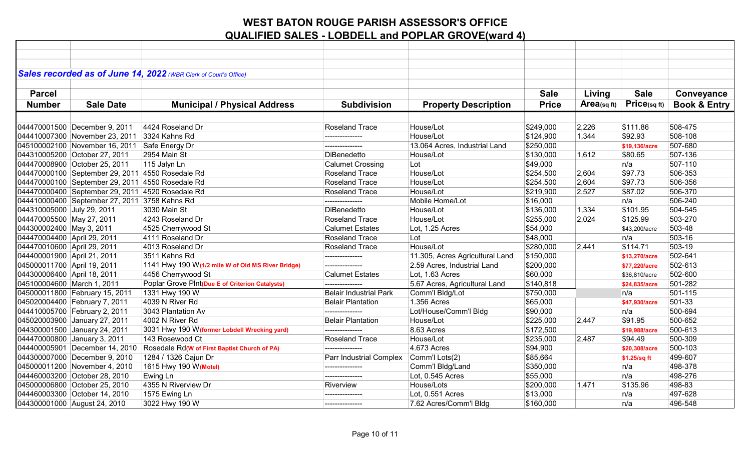# WEST BATON ROUGE PARISH ASSESSOR'S OFFICE
## QUALIFIED SALES - LOBDELL and POPLAR GROVE(ward 4)

***Sales recorded as of June 14, 2022*** *(WBR Clerk of Court's Office)*

| Parcel Number | Sale Date | Municipal / Physical Address | Subdivision | Property Description | Sale Price | Living Area(sq ft) | Sale Price(sq ft) | Conveyance Book & Entry |
|---|---|---|---|---|---|---|---|---|
| 044470001500 | December 9, 2011 | 4424 Roseland Dr | Roseland Trace | House/Lot | $249,000 | 2,226 | $111.86 | 508-475 |
| 044410007300 | November 23, 2011 | 3324 Kahns Rd | --------------- | House/Lot | $124,900 | 1,344 | $92.93 | 508-108 |
| 045100002100 | November 16, 2011 | Safe Energy Dr | --------------- | 13.064 Acres, Industrial Land | $250,000 | | **$19,136/acre** | 507-680 |
| 044310005200 | October 27, 2011 | 2954 Main St | DiBenedetto | House/Lot | $130,000 | 1,612 | $80.65 | 507-136 |
| 044470008900 | October 25, 2011 | 115 Jalyn Ln | Calumet Crossing | Lot | $49,000 | | n/a | 507-110 |
| 044470000100 | September 29, 2011 | 4550 Rosedale Rd | Roseland Trace | House/Lot | $254,500 | 2,604 | $97.73 | 506-353 |
| 044470000100 | September 29, 2011 | 4550 Rosedale Rd | Roseland Trace | House/Lot | $254,500 | 2,604 | $97.73 | 506-356 |
| 044470000400 | September 29, 2011 | 4520 Rosedale Rd | Roseland Trace | House/Lot | $219,900 | 2,527 | $87.02 | 506-370 |
| 044410000400 | September 27, 2011 | 3758 Kahns Rd | --------------- | Mobile Home/Lot | $16,000 | | n/a | 506-240 |
| 044310005000 | July 29, 2011 | 3030 Main St | DiBenedetto | House/Lot | $136,000 | 1,334 | $101.95 | 504-545 |
| 044470005500 | May 27, 2011 | 4243 Roseland Dr | Roseland Trace | House/Lot | $255,000 | 2,024 | $125.99 | 503-270 |
| 044300002400 | May 3, 2011 | 4525 Cherrywood St | Calumet Estates | Lot, 1.25 Acres | $54,000 | | $43,200/acre | 503-48 |
| 044470004400 | April 29, 2011 | 4111 Roseland Dr | Roseland Trace | Lot | $48,000 | | n/a | 503-16 |
| 044470010600 | April 29, 2011 | 4013 Roseland Dr | Roseland Trace | House/Lot | $280,000 | 2,441 | $114.71 | 503-19 |
| 044400001900 | April 21, 2011 | 3511 Kahns Rd | --------------- | 11.305, Acres Agricultural Land | $150,000 | | **$13,270/acre** | 502-641 |
| 045000011700 | April 19, 2011 | 1141 Hwy 190 W**(1/2 mile W of Old MS River Bridge)** | --------------- | 2.59 Acres, Industrial Land | $200,000 | | **$77,220/acre** | 502-613 |
| 044300006400 | April 18, 2011 | 4456 Cherrywood St | Calumet Estates | Lot, 1.63 Acres | $60,000 | | $36,810/acre | 502-600 |
| 045100004600 | March 1, 2011 | Poplar Grove Plnt**(Due E of Criterion Catalysts)** | --------------- | 5.67 Acres, Agricultural Land | $140,818 | | **$24,835/acre** | 501-282 |
| 045000011800 | February 15, 2011 | 1331 Hwy 190 W | Belair Industrial Park | Comm'l Bldg/Lot | $750,000 | | n/a | 501-115 |
| 045020004400 | February 7, 2011 | 4039 N River Rd | Belair Plantation | 1.356 Acres | $65,000 | | **$47,930/acre** | 501-33 |
| 044410005700 | February 2, 2011 | 3043 Plantation Av | --------------- | Lot/House/Comm'l Bldg | $90,000 | | n/a | 500-694 |
| 045020003900 | January 27, 2011 | 4002 N River Rd | Belair Plantation | House/Lot | $225,000 | 2,447 | $91.95 | 500-652 |
| 044300001500 | January 24, 2011 | 3031 Hwy 190 W**(former Lobdell Wrecking yard)** | --------------- | 8.63 Acres | $172,500 | | **$19,988/acre** | 500-613 |
| 044470000800 | January 3, 2011 | 143 Rosewood Ct | Roseland Trace | House/Lot | $235,000 | 2,487 | $94.49 | 500-309 |
| 044400005901 | December 14, 2010 | Rosedale Rd**(W of First Baptist Church of PA)** | --------------- | 4.673 Acres | $94,900 | | **$20,308/acre** | 500-103 |
| 044300007000 | December 9, 2010 | 1284 / 1326 Cajun Dr | Parr Industrial Complex | Comm'l Lots(2) | $85,664 | | **$1.25/sq ft** | 499-607 |
| 045000011200 | November 4, 2010 | 1615 Hwy 190 W**(Motel)** | --------------- | Comm'l Bldg/Land | $350,000 | | n/a | 498-378 |
| 044460003200 | October 28, 2010 | Ewing Ln | --------------- | Lot, 0.545 Acres | $55,000 | | n/a | 498-276 |
| 045000006800 | October 25, 2010 | 4355 N Riverview Dr | Riverview | House/Lots | $200,000 | 1,471 | $135.96 | 498-83 |
| 044460003300 | October 14, 2010 | 1575 Ewing Ln | --------------- | Lot, 0.551 Acres | $13,000 | | n/a | 497-628 |
| 044300001000 | August 24, 2010 | 3022 Hwy 190 W | --------------- | 7.62 Acres/Comm'l Bldg | $160,000 | | n/a | 496-548 |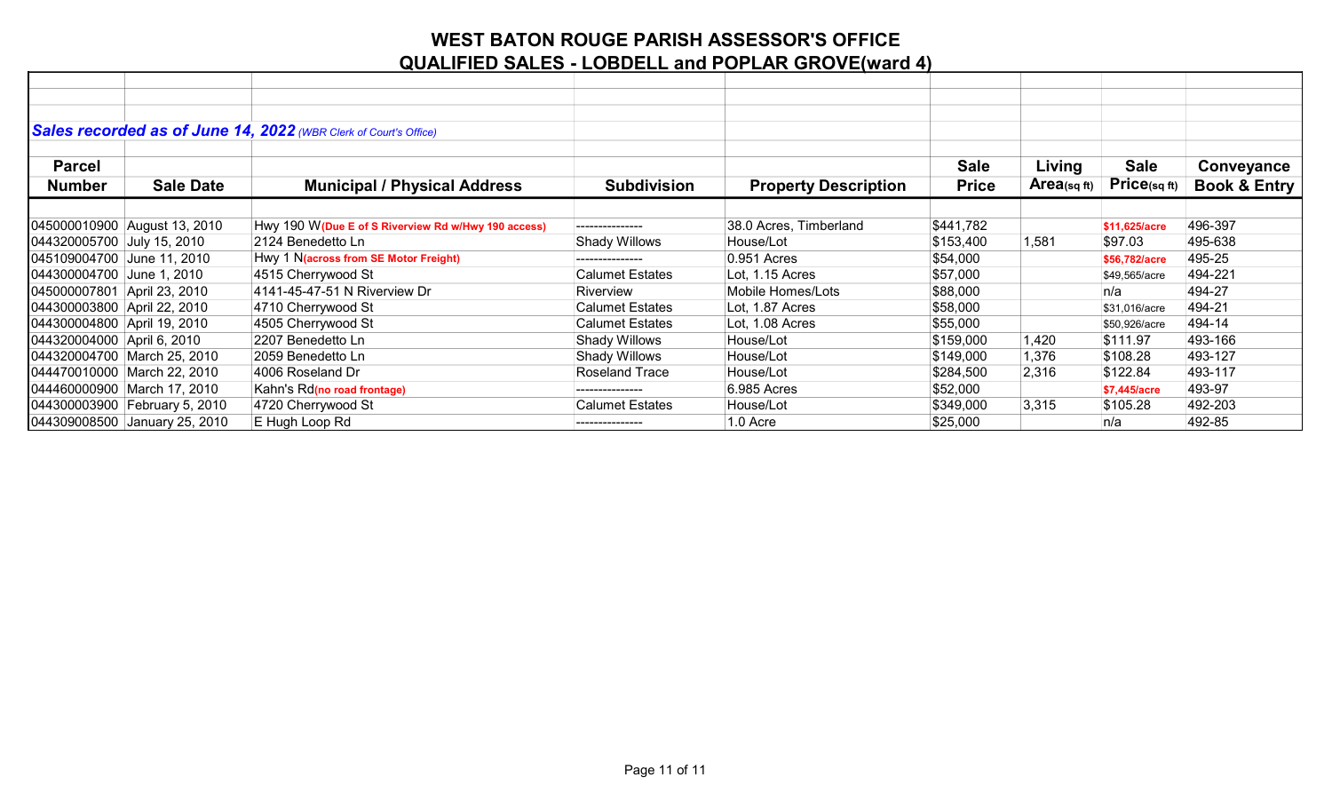# WEST BATON ROUGE PARISH ASSESSOR'S OFFICE

## QUALIFIED SALES - LOBDELL and POPLAR GROVE(ward 4)

***Sales recorded as of June 14, 2022** (WBR Clerk of Court's Office)*

| Parcel Number | Sale Date | Municipal / Physical Address | Subdivision | Property Description | Sale Price | Living Area(sq ft) | Sale Price(sq ft) | Conveyance Book & Entry |
|---|---|---|---|---|---|---|---|---|
| 045000010900 | August 13, 2010 | Hwy 190 W(Due E of S Riverview Rd w/Hwy 190 access) | --------------- | 38.0 Acres, Timberland | $441,782 | | $11,625/acre | 496-397 |
| 044320005700 | July 15, 2010 | 2124 Benedetto Ln | Shady Willows | House/Lot | $153,400 | 1,581 | $97.03 | 495-638 |
| 045109004700 | June 11, 2010 | Hwy 1 N(across from SE Motor Freight) | --------------- | 0.951 Acres | $54,000 | | $56,782/acre | 495-25 |
| 044300004700 | June 1, 2010 | 4515 Cherrywood St | Calumet Estates | Lot, 1.15 Acres | $57,000 | | $49,565/acre | 494-221 |
| 045000007801 | April 23, 2010 | 4141-45-47-51 N Riverview Dr | Riverview | Mobile Homes/Lots | $88,000 | | n/a | 494-27 |
| 044300003800 | April 22, 2010 | 4710 Cherrywood St | Calumet Estates | Lot, 1.87 Acres | $58,000 | | $31,016/acre | 494-21 |
| 044300004800 | April 19, 2010 | 4505 Cherrywood St | Calumet Estates | Lot, 1.08 Acres | $55,000 | | $50,926/acre | 494-14 |
| 044320004000 | April 6, 2010 | 2207 Benedetto Ln | Shady Willows | House/Lot | $159,000 | 1,420 | $111.97 | 493-166 |
| 044320004700 | March 25, 2010 | 2059 Benedetto Ln | Shady Willows | House/Lot | $149,000 | 1,376 | $108.28 | 493-127 |
| 044470010000 | March 22, 2010 | 4006 Roseland Dr | Roseland Trace | House/Lot | $284,500 | 2,316 | $122.84 | 493-117 |
| 044460000900 | March 17, 2010 | Kahn's Rd(no road frontage) | --------------- | 6.985 Acres | $52,000 | | $7,445/acre | 493-97 |
| 044300003900 | February 5, 2010 | 4720 Cherrywood St | Calumet Estates | House/Lot | $349,000 | 3,315 | $105.28 | 492-203 |
| 044309008500 | January 25, 2010 | E Hugh Loop Rd | --------------- | 1.0 Acre | $25,000 | | n/a | 492-85 |